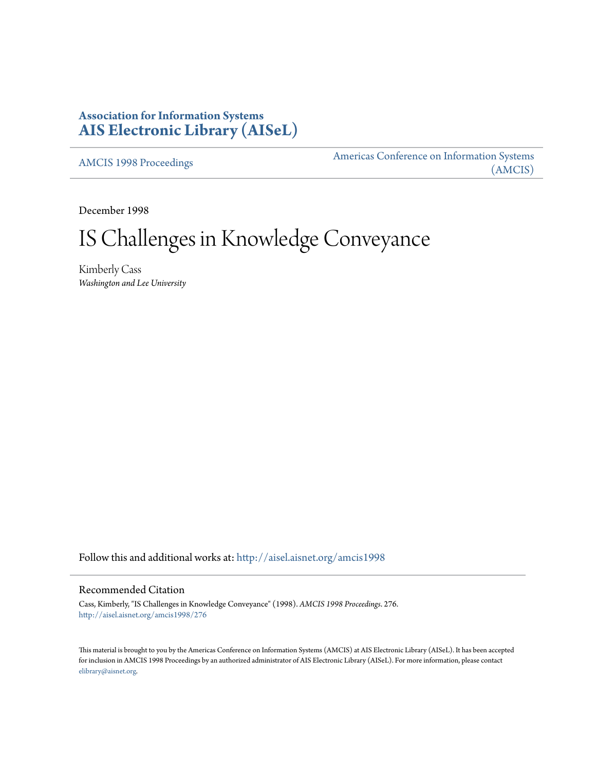**Association for Information Systems**
**AIS Electronic Library (AISeL)**

AMCIS 1998 Proceedings

Americas Conference on Information Systems (AMCIS)

December 1998

# IS Challenges in Knowledge Conveyance

Kimberly Cass
*Washington and Lee University*

Follow this and additional works at: http://aisel.aisnet.org/amcis1998

## Recommended Citation

Cass, Kimberly, "IS Challenges in Knowledge Conveyance" (1998). *AMCIS 1998 Proceedings*. 276.
http://aisel.aisnet.org/amcis1998/276

This material is brought to you by the Americas Conference on Information Systems (AMCIS) at AIS Electronic Library (AISeL). It has been accepted for inclusion in AMCIS 1998 Proceedings by an authorized administrator of AIS Electronic Library (AISeL). For more information, please contact elibrary@aisnet.org.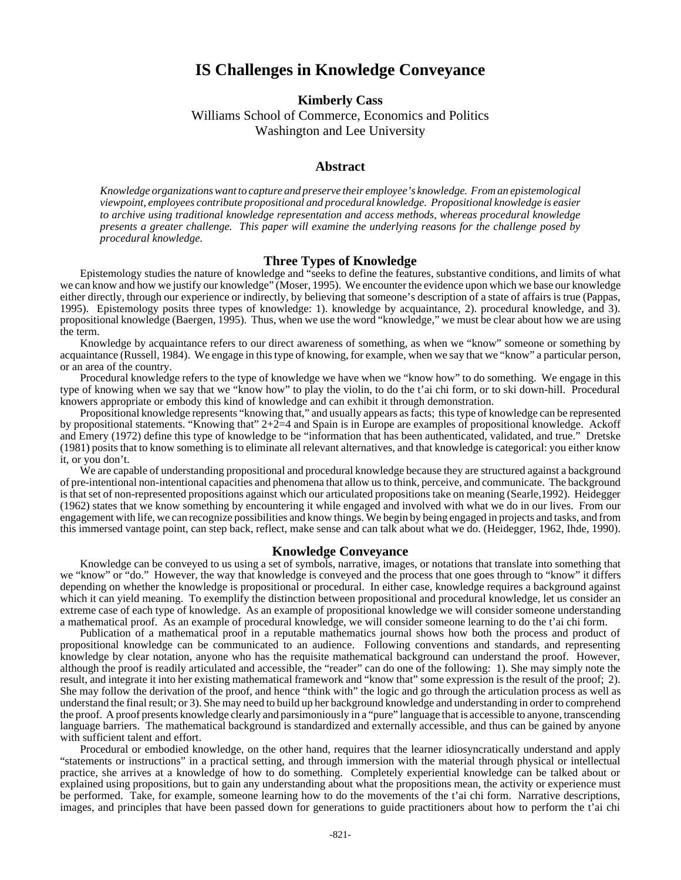# IS Challenges in Knowledge Conveyance

**Kimberly Cass**
Williams School of Commerce, Economics and Politics
Washington and Lee University

## Abstract

*Knowledge organizations want to capture and preserve their employee's knowledge. From an epistemological viewpoint, employees contribute propositional and procedural knowledge. Propositional knowledge is easier to archive using traditional knowledge representation and access methods, whereas procedural knowledge presents a greater challenge. This paper will examine the underlying reasons for the challenge posed by procedural knowledge.*

## Three Types of Knowledge

Epistemology studies the nature of knowledge and "seeks to define the features, substantive conditions, and limits of what we can know and how we justify our knowledge" (Moser, 1995). We encounter the evidence upon which we base our knowledge either directly, through our experience or indirectly, by believing that someone's description of a state of affairs is true (Pappas, 1995). Epistemology posits three types of knowledge: 1). knowledge by acquaintance, 2). procedural knowledge, and 3). propositional knowledge (Baergen, 1995). Thus, when we use the word "knowledge," we must be clear about how we are using the term.

Knowledge by acquaintance refers to our direct awareness of something, as when we "know" someone or something by acquaintance (Russell, 1984). We engage in this type of knowing, for example, when we say that we "know" a particular person, or an area of the country.

Procedural knowledge refers to the type of knowledge we have when we "know how" to do something. We engage in this type of knowing when we say that we "know how" to play the violin, to do the t'ai chi form, or to ski down-hill. Procedural knowers appropriate or embody this kind of knowledge and can exhibit it through demonstration.

Propositional knowledge represents "knowing that," and usually appears as facts; this type of knowledge can be represented by propositional statements. "Knowing that" 2+2=4 and Spain is in Europe are examples of propositional knowledge. Ackoff and Emery (1972) define this type of knowledge to be "information that has been authenticated, validated, and true." Dretske (1981) posits that to know something is to eliminate all relevant alternatives, and that knowledge is categorical: you either know it, or you don't.

We are capable of understanding propositional and procedural knowledge because they are structured against a background of pre-intentional non-intentional capacities and phenomena that allow us to think, perceive, and communicate. The background is that set of non-represented propositions against which our articulated propositions take on meaning (Searle,1992). Heidegger (1962) states that we know something by encountering it while engaged and involved with what we do in our lives. From our engagement with life, we can recognize possibilities and know things. We begin by being engaged in projects and tasks, and from this immersed vantage point, can step back, reflect, make sense and can talk about what we do. (Heidegger, 1962, Ihde, 1990).

## Knowledge Conveyance

Knowledge can be conveyed to us using a set of symbols, narrative, images, or notations that translate into something that we "know" or "do." However, the way that knowledge is conveyed and the process that one goes through to "know" it differs depending on whether the knowledge is propositional or procedural. In either case, knowledge requires a background against which it can yield meaning. To exemplify the distinction between propositional and procedural knowledge, let us consider an extreme case of each type of knowledge. As an example of propositional knowledge we will consider someone understanding a mathematical proof. As an example of procedural knowledge, we will consider someone learning to do the t'ai chi form.

Publication of a mathematical proof in a reputable mathematics journal shows how both the process and product of propositional knowledge can be communicated to an audience. Following conventions and standards, and representing knowledge by clear notation, anyone who has the requisite mathematical background can understand the proof. However, although the proof is readily articulated and accessible, the "reader" can do one of the following: 1). She may simply note the result, and integrate it into her existing mathematical framework and "know that" some expression is the result of the proof; 2). She may follow the derivation of the proof, and hence "think with" the logic and go through the articulation process as well as understand the final result; or 3). She may need to build up her background knowledge and understanding in order to comprehend the proof. A proof presents knowledge clearly and parsimoniously in a "pure" language that is accessible to anyone, transcending language barriers. The mathematical background is standardized and externally accessible, and thus can be gained by anyone with sufficient talent and effort.

Procedural or embodied knowledge, on the other hand, requires that the learner idiosyncratically understand and apply "statements or instructions" in a practical setting, and through immersion with the material through physical or intellectual practice, she arrives at a knowledge of how to do something. Completely experiential knowledge can be talked about or explained using propositions, but to gain any understanding about what the propositions mean, the activity or experience must be performed. Take, for example, someone learning how to do the movements of the t'ai chi form. Narrative descriptions, images, and principles that have been passed down for generations to guide practitioners about how to perform the t'ai chi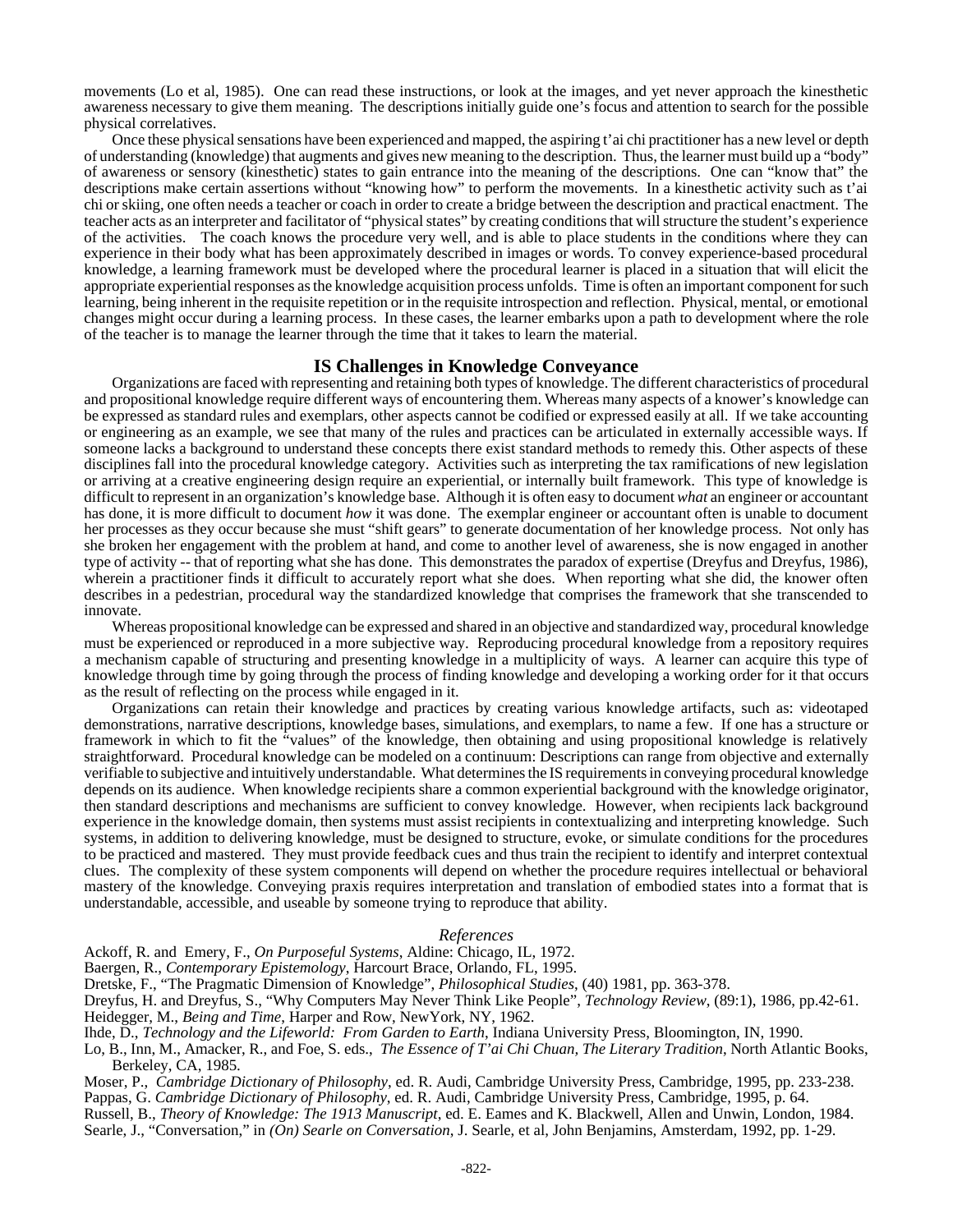movements (Lo et al, 1985). One can read these instructions, or look at the images, and yet never approach the kinesthetic awareness necessary to give them meaning. The descriptions initially guide one's focus and attention to search for the possible physical correlatives.

Once these physical sensations have been experienced and mapped, the aspiring t'ai chi practitioner has a new level or depth of understanding (knowledge) that augments and gives new meaning to the description. Thus, the learner must build up a "body" of awareness or sensory (kinesthetic) states to gain entrance into the meaning of the descriptions. One can "know that" the descriptions make certain assertions without "knowing how" to perform the movements. In a kinesthetic activity such as t'ai chi or skiing, one often needs a teacher or coach in order to create a bridge between the description and practical enactment. The teacher acts as an interpreter and facilitator of "physical states" by creating conditions that will structure the student's experience of the activities. The coach knows the procedure very well, and is able to place students in the conditions where they can experience in their body what has been approximately described in images or words. To convey experience-based procedural knowledge, a learning framework must be developed where the procedural learner is placed in a situation that will elicit the appropriate experiential responses as the knowledge acquisition process unfolds. Time is often an important component for such learning, being inherent in the requisite repetition or in the requisite introspection and reflection. Physical, mental, or emotional changes might occur during a learning process. In these cases, the learner embarks upon a path to development where the role of the teacher is to manage the learner through the time that it takes to learn the material.

## IS Challenges in Knowledge Conveyance

Organizations are faced with representing and retaining both types of knowledge. The different characteristics of procedural and propositional knowledge require different ways of encountering them. Whereas many aspects of a knower's knowledge can be expressed as standard rules and exemplars, other aspects cannot be codified or expressed easily at all. If we take accounting or engineering as an example, we see that many of the rules and practices can be articulated in externally accessible ways. If someone lacks a background to understand these concepts there exist standard methods to remedy this. Other aspects of these disciplines fall into the procedural knowledge category. Activities such as interpreting the tax ramifications of new legislation or arriving at a creative engineering design require an experiential, or internally built framework. This type of knowledge is difficult to represent in an organization's knowledge base. Although it is often easy to document *what* an engineer or accountant has done, it is more difficult to document *how* it was done. The exemplar engineer or accountant often is unable to document her processes as they occur because she must "shift gears" to generate documentation of her knowledge process. Not only has she broken her engagement with the problem at hand, and come to another level of awareness, she is now engaged in another type of activity -- that of reporting what she has done. This demonstrates the paradox of expertise (Dreyfus and Dreyfus, 1986), wherein a practitioner finds it difficult to accurately report what she does. When reporting what she did, the knower often describes in a pedestrian, procedural way the standardized knowledge that comprises the framework that she transcended to innovate.

Whereas propositional knowledge can be expressed and shared in an objective and standardized way, procedural knowledge must be experienced or reproduced in a more subjective way. Reproducing procedural knowledge from a repository requires a mechanism capable of structuring and presenting knowledge in a multiplicity of ways. A learner can acquire this type of knowledge through time by going through the process of finding knowledge and developing a working order for it that occurs as the result of reflecting on the process while engaged in it.

Organizations can retain their knowledge and practices by creating various knowledge artifacts, such as: videotaped demonstrations, narrative descriptions, knowledge bases, simulations, and exemplars, to name a few. If one has a structure or framework in which to fit the "values" of the knowledge, then obtaining and using propositional knowledge is relatively straightforward. Procedural knowledge can be modeled on a continuum: Descriptions can range from objective and externally verifiable to subjective and intuitively understandable. What determines the IS requirements in conveying procedural knowledge depends on its audience. When knowledge recipients share a common experiential background with the knowledge originator, then standard descriptions and mechanisms are sufficient to convey knowledge. However, when recipients lack background experience in the knowledge domain, then systems must assist recipients in contextualizing and interpreting knowledge. Such systems, in addition to delivering knowledge, must be designed to structure, evoke, or simulate conditions for the procedures to be practiced and mastered. They must provide feedback cues and thus train the recipient to identify and interpret contextual clues. The complexity of these system components will depend on whether the procedure requires intellectual or behavioral mastery of the knowledge. Conveying praxis requires interpretation and translation of embodied states into a format that is understandable, accessible, and useable by someone trying to reproduce that ability.

### *References*

Ackoff, R. and Emery, F., *On Purposeful Systems*, Aldine: Chicago, IL, 1972.

Baergen, R., *Contemporary Epistemology*, Harcourt Brace, Orlando, FL, 1995.

Dretske, F., "The Pragmatic Dimension of Knowledge", *Philosophical Studies*, (40) 1981, pp. 363-378.

Dreyfus, H. and Dreyfus, S., "Why Computers May Never Think Like People", *Technology Review*, (89:1), 1986, pp.42-61.

Heidegger, M., *Being and Time*, Harper and Row, NewYork, NY, 1962.

Ihde, D., *Technology and the Lifeworld: From Garden to Earth*, Indiana University Press, Bloomington, IN, 1990.

Lo, B., Inn, M., Amacker, R., and Foe, S. eds., *The Essence of T'ai Chi Chuan, The Literary Tradition*, North Atlantic Books, Berkeley, CA, 1985.

Moser, P., *Cambridge Dictionary of Philosophy*, ed. R. Audi, Cambridge University Press, Cambridge, 1995, pp. 233-238.

Pappas, G. *Cambridge Dictionary of Philosophy*, ed. R. Audi, Cambridge University Press, Cambridge, 1995, p. 64.

Russell, B., *Theory of Knowledge: The 1913 Manuscript*, ed. E. Eames and K. Blackwell, Allen and Unwin, London, 1984.

Searle, J., "Conversation," in *(On) Searle on Conversation*, J. Searle, et al, John Benjamins, Amsterdam, 1992, pp. 1-29.